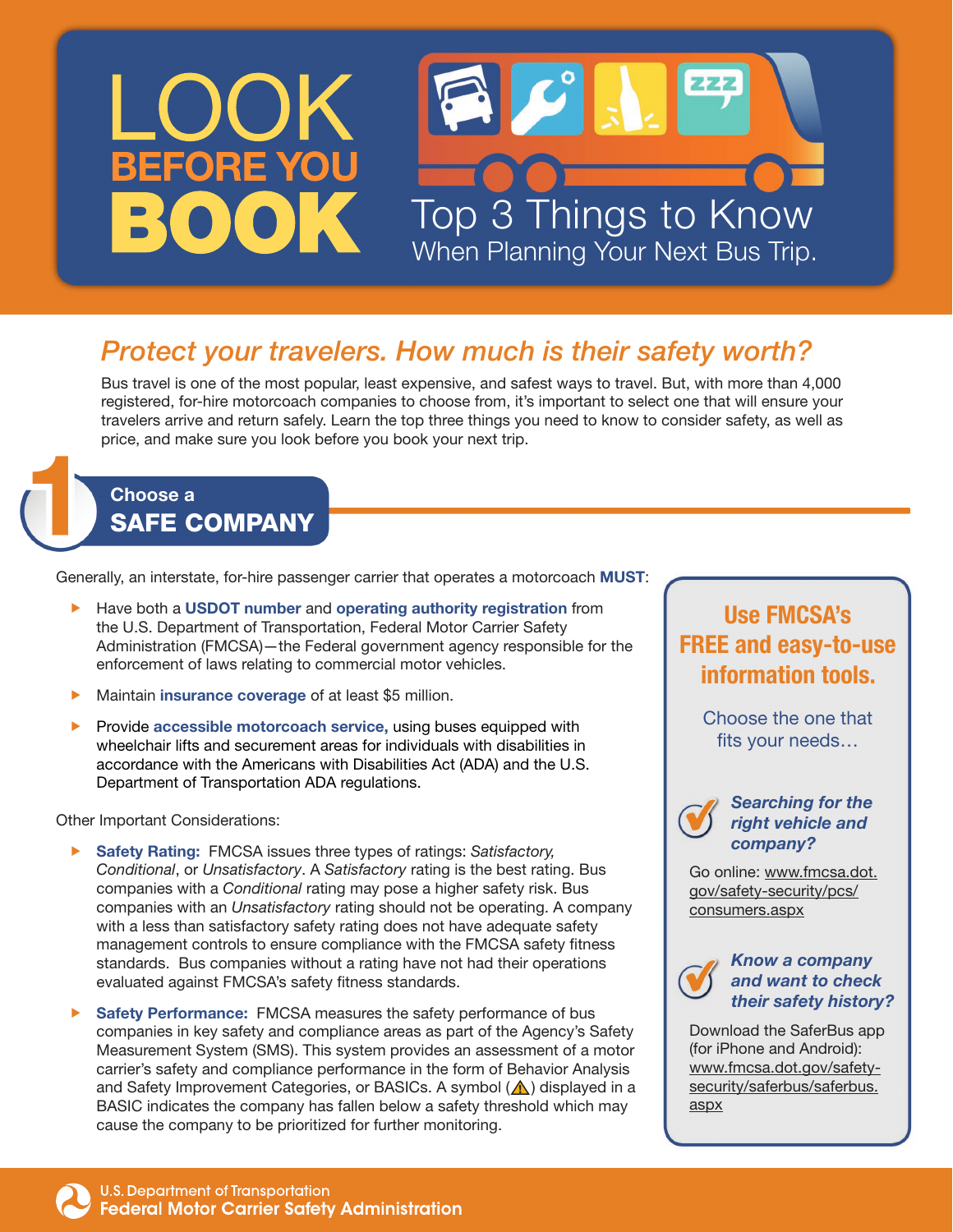# LOOK BEFORE YOU BOOK

## Top 3 Things to Know
When Planning Your Next Bus Trip.

## *Protect your travelers. How much is their safety worth?*

Bus travel is one of the most popular, least expensive, and safest ways to travel. But, with more than 4,000 registered, for-hire motorcoach companies to choose from, it's important to select one that will ensure your travelers arrive and return safely. Learn the top three things you need to know to consider safety, as well as price, and make sure you look before you book your next trip.

## 1 Choose a SAFE COMPANY

Generally, an interstate, for-hire passenger carrier that operates a motorcoach **MUST**:

- Have both a **USDOT number** and **operating authority registration** from the U.S. Department of Transportation, Federal Motor Carrier Safety Administration (FMCSA)—the Federal government agency responsible for the enforcement of laws relating to commercial motor vehicles.
- Maintain **insurance coverage** of at least $5 million.
- Provide **accessible motorcoach service,** using buses equipped with wheelchair lifts and securement areas for individuals with disabilities in accordance with the Americans with Disabilities Act (ADA) and the U.S. Department of Transportation ADA regulations.

Other Important Considerations:

- **Safety Rating:** FMCSA issues three types of ratings: *Satisfactory, Conditional*, or *Unsatisfactory*. A *Satisfactory* rating is the best rating. Bus companies with a *Conditional* rating may pose a higher safety risk. Bus companies with an *Unsatisfactory* rating should not be operating. A company with a less than satisfactory safety rating does not have adequate safety management controls to ensure compliance with the FMCSA safety fitness standards. Bus companies without a rating have not had their operations evaluated against FMCSA's safety fitness standards.
- **Safety Performance:** FMCSA measures the safety performance of bus companies in key safety and compliance areas as part of the Agency's Safety Measurement System (SMS). This system provides an assessment of a motor carrier's safety and compliance performance in the form of Behavior Analysis and Safety Improvement Categories, or BASICs. A symbol (⚠) displayed in a BASIC indicates the company has fallen below a safety threshold which may cause the company to be prioritized for further monitoring.

### Use FMCSA's FREE and easy-to-use information tools.

Choose the one that fits your needs…

***Searching for the right vehicle and company?***

Go online: www.fmcsa.dot.gov/safety-security/pcs/consumers.aspx

***Know a company and want to check their safety history?***

Download the SaferBus app (for iPhone and Android): www.fmcsa.dot.gov/safety-security/saferbus/saferbus.aspx

U.S. Department of Transportation
**Federal Motor Carrier Safety Administration**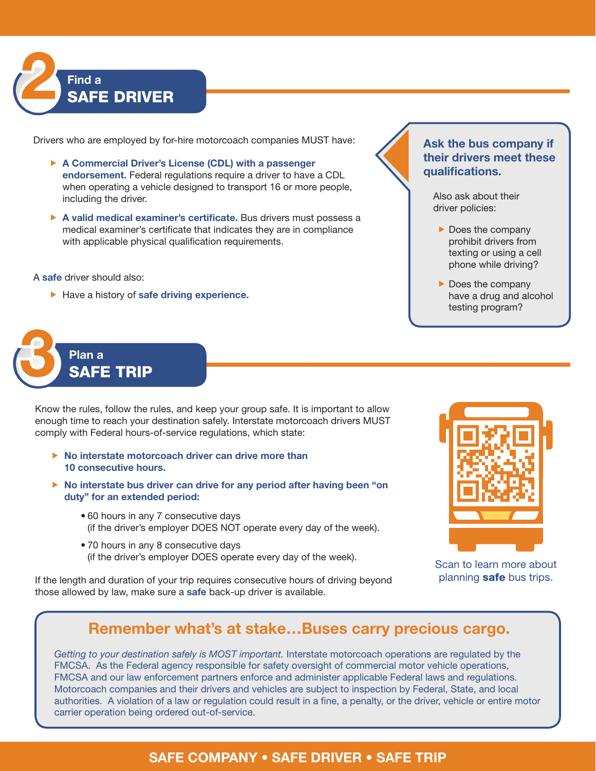## 2 Find a SAFE DRIVER

Drivers who are employed by for-hire motorcoach companies MUST have:

- **A Commercial Driver's License (CDL) with a passenger endorsement.** Federal regulations require a driver to have a CDL when operating a vehicle designed to transport 16 or more people, including the driver.
- **A valid medical examiner's certificate.** Bus drivers must possess a medical examiner's certificate that indicates they are in compliance with applicable physical qualification requirements.

A **safe** driver should also:

- Have a history of **safe driving experience.**

**Ask the bus company if their drivers meet these qualifications.**

Also ask about their driver policies:

- Does the company prohibit drivers from texting or using a cell phone while driving?
- Does the company have a drug and alcohol testing program?

## 3 Plan a SAFE TRIP

Know the rules, follow the rules, and keep your group safe. It is important to allow enough time to reach your destination safely. Interstate motorcoach drivers MUST comply with Federal hours-of-service regulations, which state:

- **No interstate motorcoach driver can drive more than 10 consecutive hours.**
- **No interstate bus driver can drive for any period after having been "on duty" for an extended period:**
  - 60 hours in any 7 consecutive days (if the driver's employer DOES NOT operate every day of the week).
  - 70 hours in any 8 consecutive days (if the driver's employer DOES operate every day of the week).

If the length and duration of your trip requires consecutive hours of driving beyond those allowed by law, make sure a **safe** back-up driver is available.

Scan to learn more about planning **safe** bus trips.

### Remember what's at stake…Buses carry precious cargo.

*Getting to your destination safely is MOST important.* Interstate motorcoach operations are regulated by the FMCSA. As the Federal agency responsible for safety oversight of commercial motor vehicle operations, FMCSA and our law enforcement partners enforce and administer applicable Federal laws and regulations. Motorcoach companies and their drivers and vehicles are subject to inspection by Federal, State, and local authorities. A violation of a law or regulation could result in a fine, a penalty, or the driver, vehicle or entire motor carrier operation being ordered out-of-service.

**SAFE COMPANY • SAFE DRIVER • SAFE TRIP**